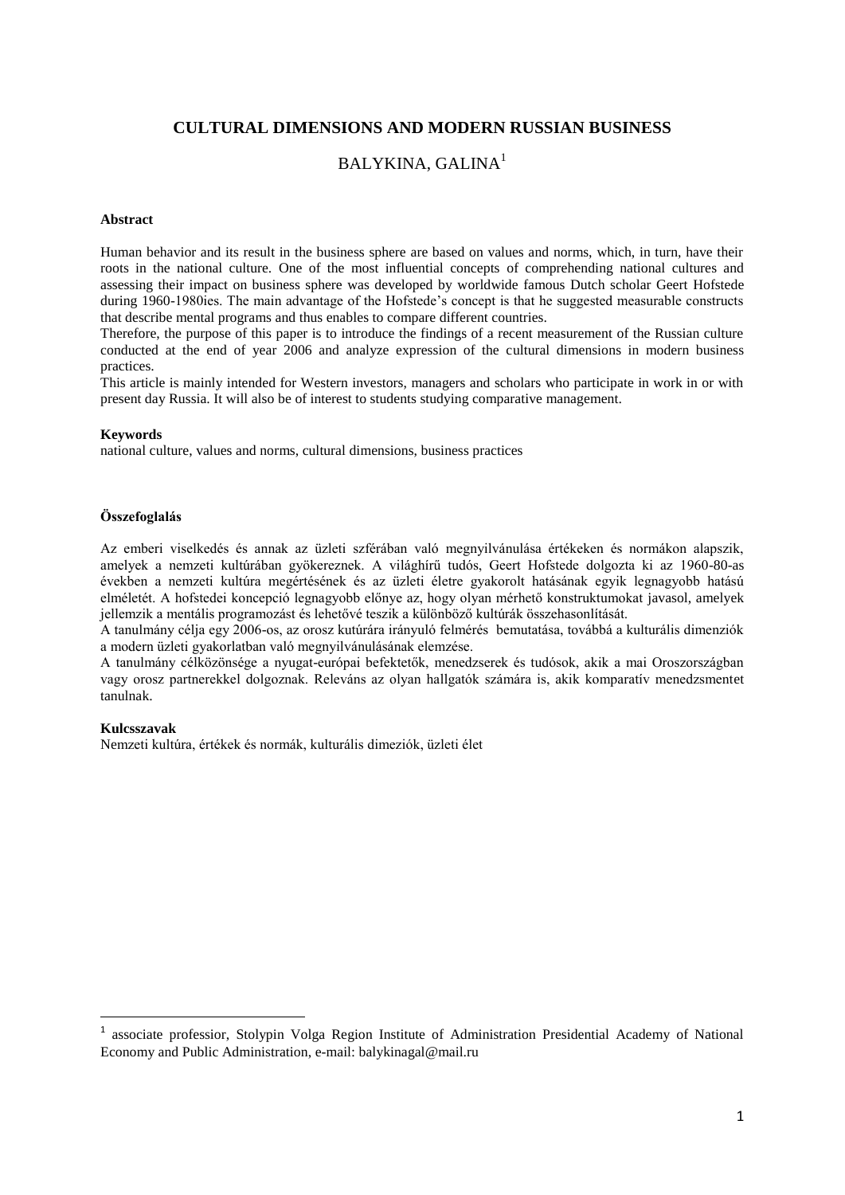# CULTURAL DIMENSIONS AND MODERN RUSSIAN BUSINESS

## BALYKINA, GALINA[1]

### Abstract

Human behavior and its result in the business sphere are based on values and norms, which, in turn, have their roots in the national culture. One of the most influential concepts of comprehending national cultures and assessing their impact on business sphere was developed by worldwide famous Dutch scholar Geert Hofstede during 1960-1980ies. The main advantage of the Hofstede's concept is that he suggested measurable constructs that describe mental programs and thus enables to compare different countries.

Therefore, the purpose of this paper is to introduce the findings of a recent measurement of the Russian culture conducted at the end of year 2006 and analyze expression of the cultural dimensions in modern business practices.

This article is mainly intended for Western investors, managers and scholars who participate in work in or with present day Russia. It will also be of interest to students studying comparative management.

### Keywords

national culture, values and norms, cultural dimensions, business practices

### Összefoglalás

Az emberi viselkedés és annak az üzleti szférában való megnyilvánulása értékeken és normákon alapszik, amelyek a nemzeti kultúrában gyökereznek. A világhírű tudós, Geert Hofstede dolgozta ki az 1960-80-as években a nemzeti kultúra megértésének és az üzleti életre gyakorolt hatásának egyik legnagyobb hatású elméletét. A hofstedei koncepció legnagyobb előnye az, hogy olyan mérhető konstruktumokat javasol, amelyek jellemzik a mentális programozást és lehetővé teszik a különböző kultúrák összehasonlítását.

A tanulmány célja egy 2006-os, az orosz kutúrára irányuló felmérés bemutatása, továbbá a kulturális dimenziók a modern üzleti gyakorlatban való megnyilvánulásának elemzése.

A tanulmány célközönsége a nyugat-európai befektetők, menedzserek és tudósok, akik a mai Oroszországban vagy orosz partnerekkel dolgoznak. Releváns az olyan hallgatók számára is, akik komparatív menedzsmentet tanulnak.

### Kulcsszavak

Nemzeti kultúra, értékek és normák, kulturális dimeziók, üzleti élet

---

[1] associate professior, Stolypin Volga Region Institute of Administration Presidential Academy of National Economy and Public Administration, e-mail: balykinagal@mail.ru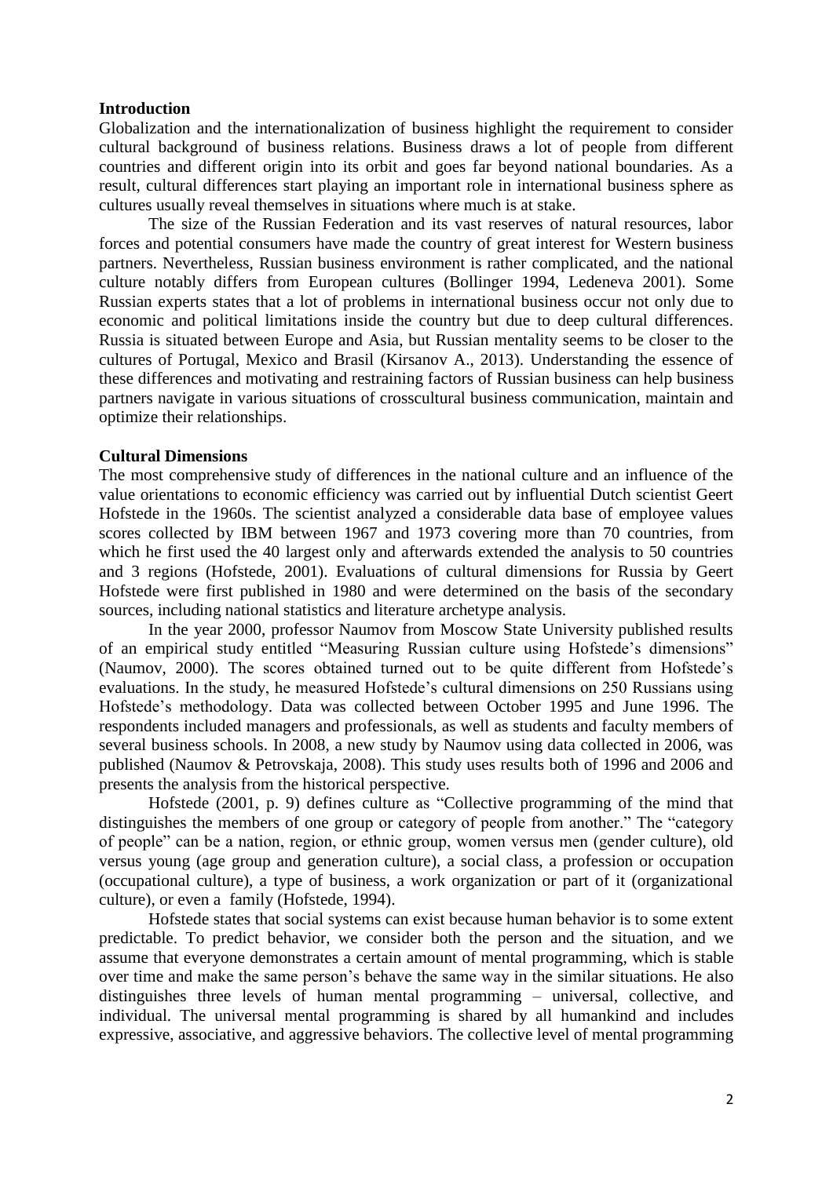**Introduction**

Globalization and the internationalization of business highlight the requirement to consider cultural background of business relations. Business draws a lot of people from different countries and different origin into its orbit and goes far beyond national boundaries. As a result, cultural differences start playing an important role in international business sphere as cultures usually reveal themselves in situations where much is at stake.

The size of the Russian Federation and its vast reserves of natural resources, labor forces and potential consumers have made the country of great interest for Western business partners. Nevertheless, Russian business environment is rather complicated, and the national culture notably differs from European cultures (Bollinger 1994, Ledeneva 2001). Some Russian experts states that a lot of problems in international business occur not only due to economic and political limitations inside the country but due to deep cultural differences. Russia is situated between Europe and Asia, but Russian mentality seems to be closer to the cultures of Portugal, Mexico and Brasil (Kirsanov A., 2013). Understanding the essence of these differences and motivating and restraining factors of Russian business can help business partners navigate in various situations of crosscultural business communication, maintain and optimize their relationships.

**Cultural Dimensions**

The most comprehensive study of differences in the national culture and an influence of the value orientations to economic efficiency was carried out by influential Dutch scientist Geert Hofstede in the 1960s. The scientist analyzed a considerable data base of employee values scores collected by IBM between 1967 and 1973 covering more than 70 countries, from which he first used the 40 largest only and afterwards extended the analysis to 50 countries and 3 regions (Hofstede, 2001). Evaluations of cultural dimensions for Russia by Geert Hofstede were first published in 1980 and were determined on the basis of the secondary sources, including national statistics and literature archetype analysis.

In the year 2000, professor Naumov from Moscow State University published results of an empirical study entitled "Measuring Russian culture using Hofstede's dimensions" (Naumov, 2000). The scores obtained turned out to be quite different from Hofstede's evaluations. In the study, he measured Hofstede's cultural dimensions on 250 Russians using Hofstede's methodology. Data was collected between October 1995 and June 1996. The respondents included managers and professionals, as well as students and faculty members of several business schools. In 2008, a new study by Naumov using data collected in 2006, was published (Naumov & Petrovskaja, 2008). This study uses results both of 1996 and 2006 and presents the analysis from the historical perspective.

Hofstede (2001, p. 9) defines culture as "Collective programming of the mind that distinguishes the members of one group or category of people from another." The "category of people" can be a nation, region, or ethnic group, women versus men (gender culture), old versus young (age group and generation culture), a social class, a profession or occupation (occupational culture), a type of business, a work organization or part of it (organizational culture), or even a family (Hofstede, 1994).

Hofstede states that social systems can exist because human behavior is to some extent predictable. To predict behavior, we consider both the person and the situation, and we assume that everyone demonstrates a certain amount of mental programming, which is stable over time and make the same person's behave the same way in the similar situations. He also distinguishes three levels of human mental programming – universal, collective, and individual. The universal mental programming is shared by all humankind and includes expressive, associative, and aggressive behaviors. The collective level of mental programming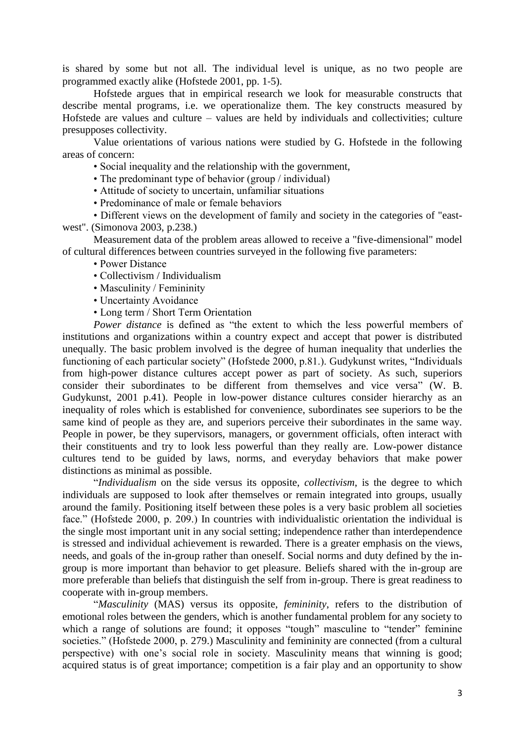is shared by some but not all. The individual level is unique, as no two people are programmed exactly alike (Hofstede 2001, pp. 1-5).

Hofstede argues that in empirical research we look for measurable constructs that describe mental programs, i.e. we operationalize them. The key constructs measured by Hofstede are values and culture – values are held by individuals and collectivities; culture presupposes collectivity.

Value orientations of various nations were studied by G. Hofstede in the following areas of concern:

- Social inequality and the relationship with the government,
- The predominant type of behavior (group / individual)
- Attitude of society to uncertain, unfamiliar situations
- Predominance of male or female behaviors
- Different views on the development of family and society in the categories of "east-west". (Simonova 2003, p.238.)

Measurement data of the problem areas allowed to receive a "five-dimensional" model of cultural differences between countries surveyed in the following five parameters:

- Power Distance
- Collectivism / Individualism
- Masculinity / Femininity
- Uncertainty Avoidance
- Long term / Short Term Orientation

*Power distance* is defined as "the extent to which the less powerful members of institutions and organizations within a country expect and accept that power is distributed unequally. The basic problem involved is the degree of human inequality that underlies the functioning of each particular society" (Hofstede 2000, p.81.). Gudykunst writes, "Individuals from high-power distance cultures accept power as part of society. As such, superiors consider their subordinates to be different from themselves and vice versa" (W. B. Gudykunst, 2001 p.41). People in low-power distance cultures consider hierarchy as an inequality of roles which is established for convenience, subordinates see superiors to be the same kind of people as they are, and superiors perceive their subordinates in the same way. People in power, be they supervisors, managers, or government officials, often interact with their constituents and try to look less powerful than they really are. Low-power distance cultures tend to be guided by laws, norms, and everyday behaviors that make power distinctions as minimal as possible.

"*Individualism* on the side versus its opposite, *collectivism*, is the degree to which individuals are supposed to look after themselves or remain integrated into groups, usually around the family. Positioning itself between these poles is a very basic problem all societies face." (Hofstede 2000, p. 209.) In countries with individualistic orientation the individual is the single most important unit in any social setting; independence rather than interdependence is stressed and individual achievement is rewarded. There is a greater emphasis on the views, needs, and goals of the in-group rather than oneself. Social norms and duty defined by the in-group is more important than behavior to get pleasure. Beliefs shared with the in-group are more preferable than beliefs that distinguish the self from in-group. There is great readiness to cooperate with in-group members.

"*Masculinity* (MAS) versus its opposite, *femininity*, refers to the distribution of emotional roles between the genders, which is another fundamental problem for any society to which a range of solutions are found; it opposes "tough" masculine to "tender" feminine societies." (Hofstede 2000, p. 279.) Masculinity and femininity are connected (from a cultural perspective) with one's social role in society. Masculinity means that winning is good; acquired status is of great importance; competition is a fair play and an opportunity to show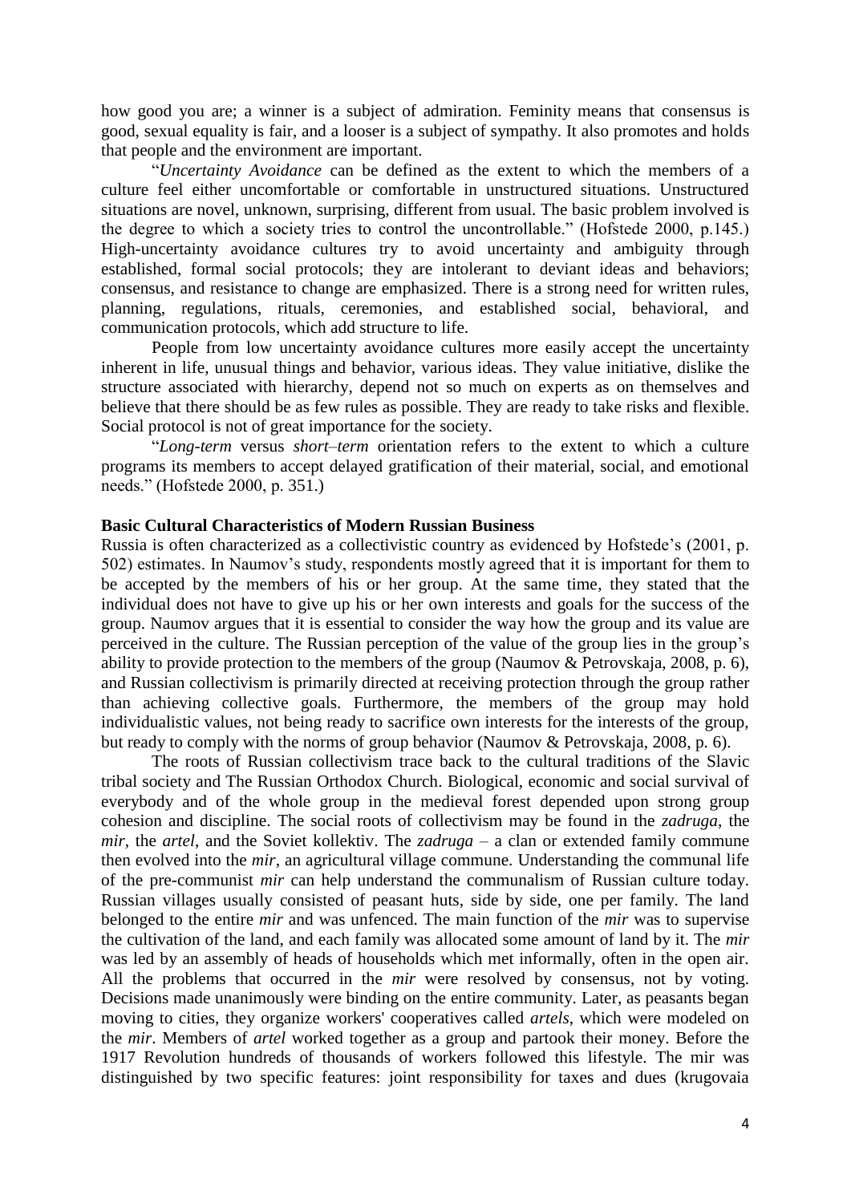how good you are; a winner is a subject of admiration. Feminity means that consensus is good, sexual equality is fair, and a looser is a subject of sympathy. It also promotes and holds that people and the environment are important.

"*Uncertainty Avoidance* can be defined as the extent to which the members of a culture feel either uncomfortable or comfortable in unstructured situations. Unstructured situations are novel, unknown, surprising, different from usual. The basic problem involved is the degree to which a society tries to control the uncontrollable." (Hofstede 2000, p.145.) High-uncertainty avoidance cultures try to avoid uncertainty and ambiguity through established, formal social protocols; they are intolerant to deviant ideas and behaviors; consensus, and resistance to change are emphasized. There is a strong need for written rules, planning, regulations, rituals, ceremonies, and established social, behavioral, and communication protocols, which add structure to life.

People from low uncertainty avoidance cultures more easily accept the uncertainty inherent in life, unusual things and behavior, various ideas. They value initiative, dislike the structure associated with hierarchy, depend not so much on experts as on themselves and believe that there should be as few rules as possible. They are ready to take risks and flexible. Social protocol is not of great importance for the society.

"*Long-term* versus *short–term* orientation refers to the extent to which a culture programs its members to accept delayed gratification of their material, social, and emotional needs." (Hofstede 2000, p. 351.)

**Basic Cultural Characteristics of Modern Russian Business**

Russia is often characterized as a collectivistic country as evidenced by Hofstede's (2001, p. 502) estimates. In Naumov's study, respondents mostly agreed that it is important for them to be accepted by the members of his or her group. At the same time, they stated that the individual does not have to give up his or her own interests and goals for the success of the group. Naumov argues that it is essential to consider the way how the group and its value are perceived in the culture. The Russian perception of the value of the group lies in the group's ability to provide protection to the members of the group (Naumov & Petrovskaja, 2008, p. 6), and Russian collectivism is primarily directed at receiving protection through the group rather than achieving collective goals. Furthermore, the members of the group may hold individualistic values, not being ready to sacrifice own interests for the interests of the group, but ready to comply with the norms of group behavior (Naumov & Petrovskaja, 2008, p. 6).

The roots of Russian collectivism trace back to the cultural traditions of the Slavic tribal society and The Russian Orthodox Church. Biological, economic and social survival of everybody and of the whole group in the medieval forest depended upon strong group cohesion and discipline. The social roots of collectivism may be found in the *zadruga*, the *mir*, the *artel*, and the Soviet kollektiv. The *zadruga* – a clan or extended family commune then evolved into the *mir*, an agricultural village commune. Understanding the communal life of the pre-communist *mir* can help understand the communalism of Russian culture today. Russian villages usually consisted of peasant huts, side by side, one per family. The land belonged to the entire *mir* and was unfenced. The main function of the *mir* was to supervise the cultivation of the land, and each family was allocated some amount of land by it. The *mir* was led by an assembly of heads of households which met informally, often in the open air. All the problems that occurred in the *mir* were resolved by consensus, not by voting. Decisions made unanimously were binding on the entire community. Later, as peasants began moving to cities, they organize workers' cooperatives called *artels*, which were modeled on the *mir*. Members of *artel* worked together as a group and partook their money. Before the 1917 Revolution hundreds of thousands of workers followed this lifestyle. The mir was distinguished by two specific features: joint responsibility for taxes and dues (krugovaia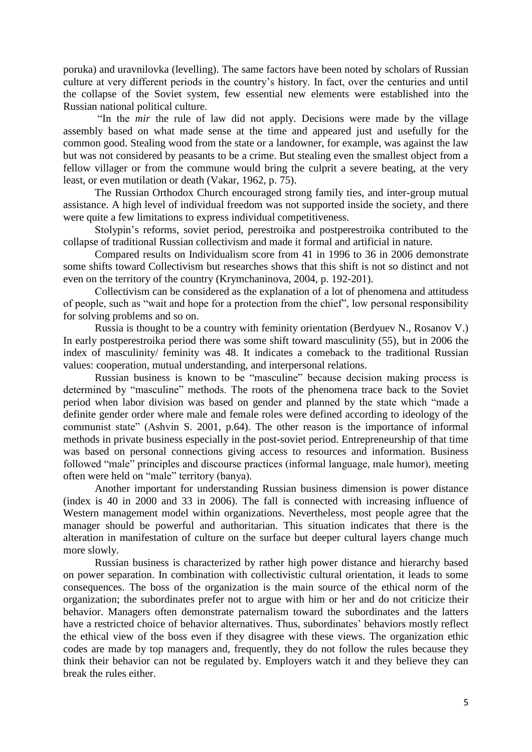poruka) and uravnilovka (levelling). The same factors have been noted by scholars of Russian culture at very different periods in the country's history. In fact, over the centuries and until the collapse of the Soviet system, few essential new elements were established into the Russian national political culture.

"In the *mir* the rule of law did not apply. Decisions were made by the village assembly based on what made sense at the time and appeared just and usefully for the common good. Stealing wood from the state or a landowner, for example, was against the law but was not considered by peasants to be a crime. But stealing even the smallest object from a fellow villager or from the commune would bring the culprit a severe beating, at the very least, or even mutilation or death (Vakar, 1962, p. 75).

The Russian Orthodox Church encouraged strong family ties, and inter-group mutual assistance. A high level of individual freedom was not supported inside the society, and there were quite a few limitations to express individual competitiveness.

Stolypin's reforms, soviet period, perestroika and postperestroika contributed to the collapse of traditional Russian collectivism and made it formal and artificial in nature.

Compared results on Individualism score from 41 in 1996 to 36 in 2006 demonstrate some shifts toward Collectivism but researches shows that this shift is not so distinct and not even on the territory of the country (Krymchaninova, 2004, p. 192-201).

Collectivism can be considered as the explanation of a lot of phenomena and attitudess of people, such as "wait and hope for a protection from the chief", low personal responsibility for solving problems and so on.

Russia is thought to be a country with feminity orientation (Berdyuev N., Rosanov V.) In early postperestroika period there was some shift toward masculinity (55), but in 2006 the index of masculinity/ feminity was 48. It indicates a comeback to the traditional Russian values: cooperation, mutual understanding, and interpersonal relations.

Russian business is known to be "masculine" because decision making process is determined by "masculine" methods. The roots of the phenomena trace back to the Soviet period when labor division was based on gender and planned by the state which "made a definite gender order where male and female roles were defined according to ideology of the communist state" (Ashvin S. 2001, p.64). The other reason is the importance of informal methods in private business especially in the post-soviet period. Entrepreneurship of that time was based on personal connections giving access to resources and information. Business followed "male" principles and discourse practices (informal language, male humor), meeting often were held on "male" territory (banya).

Another important for understanding Russian business dimension is power distance (index is 40 in 2000 and 33 in 2006). The fall is connected with increasing influence of Western management model within organizations. Nevertheless, most people agree that the manager should be powerful and authoritarian. This situation indicates that there is the alteration in manifestation of culture on the surface but deeper cultural layers change much more slowly.

Russian business is characterized by rather high power distance and hierarchy based on power separation. In combination with collectivistic cultural orientation, it leads to some consequences. The boss of the organization is the main source of the ethical norm of the organization; the subordinates prefer not to argue with him or her and do not criticize their behavior. Managers often demonstrate paternalism toward the subordinates and the latters have a restricted choice of behavior alternatives. Thus, subordinates' behaviors mostly reflect the ethical view of the boss even if they disagree with these views. The organization ethic codes are made by top managers and, frequently, they do not follow the rules because they think their behavior can not be regulated by. Employers watch it and they believe they can break the rules either.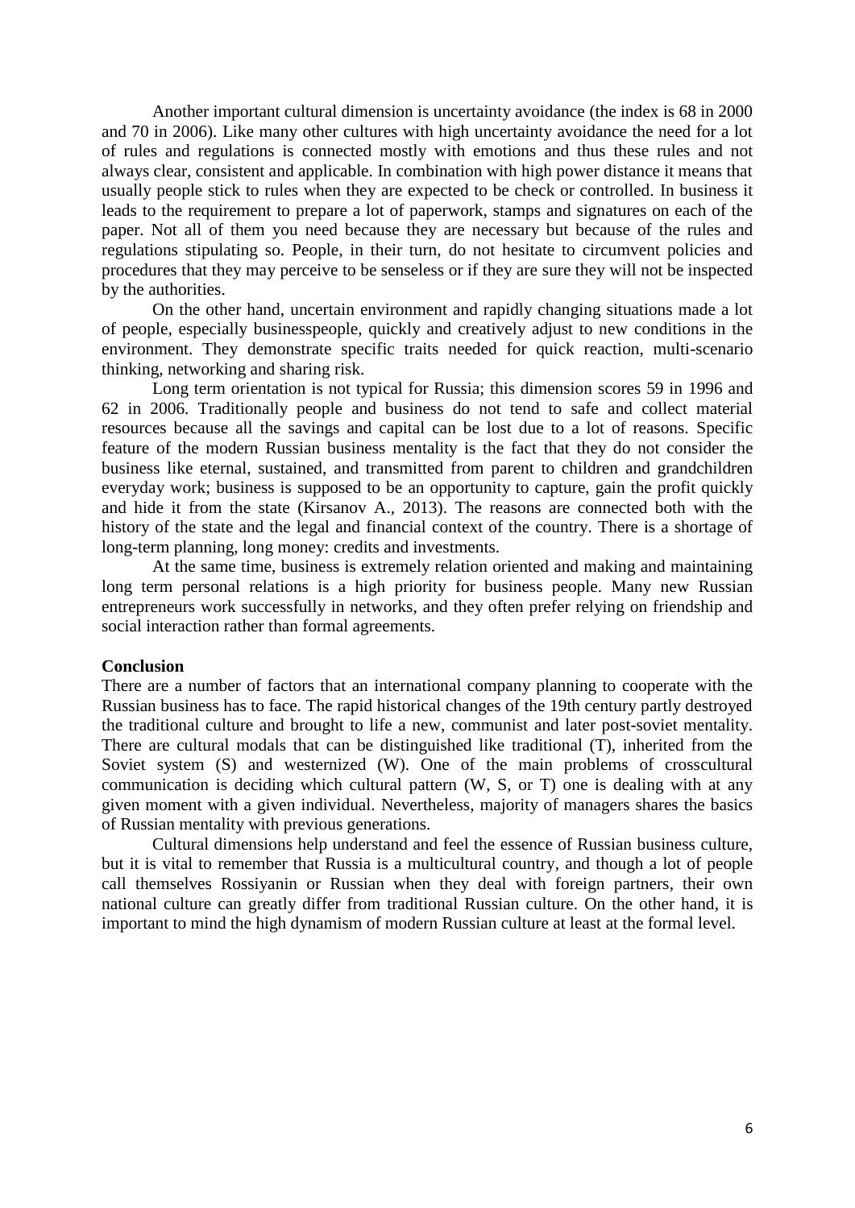Another important cultural dimension is uncertainty avoidance (the index is 68 in 2000 and 70 in 2006). Like many other cultures with high uncertainty avoidance the need for a lot of rules and regulations is connected mostly with emotions and thus these rules and not always clear, consistent and applicable. In combination with high power distance it means that usually people stick to rules when they are expected to be check or controlled. In business it leads to the requirement to prepare a lot of paperwork, stamps and signatures on each of the paper. Not all of them you need because they are necessary but because of the rules and regulations stipulating so. People, in their turn, do not hesitate to circumvent policies and procedures that they may perceive to be senseless or if they are sure they will not be inspected by the authorities.

On the other hand, uncertain environment and rapidly changing situations made a lot of people, especially businesspeople, quickly and creatively adjust to new conditions in the environment. They demonstrate specific traits needed for quick reaction, multi-scenario thinking, networking and sharing risk.

Long term orientation is not typical for Russia; this dimension scores 59 in 1996 and 62 in 2006. Traditionally people and business do not tend to safe and collect material resources because all the savings and capital can be lost due to a lot of reasons. Specific feature of the modern Russian business mentality is the fact that they do not consider the business like eternal, sustained, and transmitted from parent to children and grandchildren everyday work; business is supposed to be an opportunity to capture, gain the profit quickly and hide it from the state (Kirsanov A., 2013). The reasons are connected both with the history of the state and the legal and financial context of the country. There is a shortage of long-term planning, long money: credits and investments.

At the same time, business is extremely relation oriented and making and maintaining long term personal relations is a high priority for business people. Many new Russian entrepreneurs work successfully in networks, and they often prefer relying on friendship and social interaction rather than formal agreements.

**Conclusion**

There are a number of factors that an international company planning to cooperate with the Russian business has to face. The rapid historical changes of the 19th century partly destroyed the traditional culture and brought to life a new, communist and later post-soviet mentality. There are cultural modals that can be distinguished like traditional (T), inherited from the Soviet system (S) and westernized (W). One of the main problems of crosscultural communication is deciding which cultural pattern (W, S, or T) one is dealing with at any given moment with a given individual. Nevertheless, majority of managers shares the basics of Russian mentality with previous generations.

Cultural dimensions help understand and feel the essence of Russian business culture, but it is vital to remember that Russia is a multicultural country, and though a lot of people call themselves Rossiyanin or Russian when they deal with foreign partners, their own national culture can greatly differ from traditional Russian culture. On the other hand, it is important to mind the high dynamism of modern Russian culture at least at the formal level.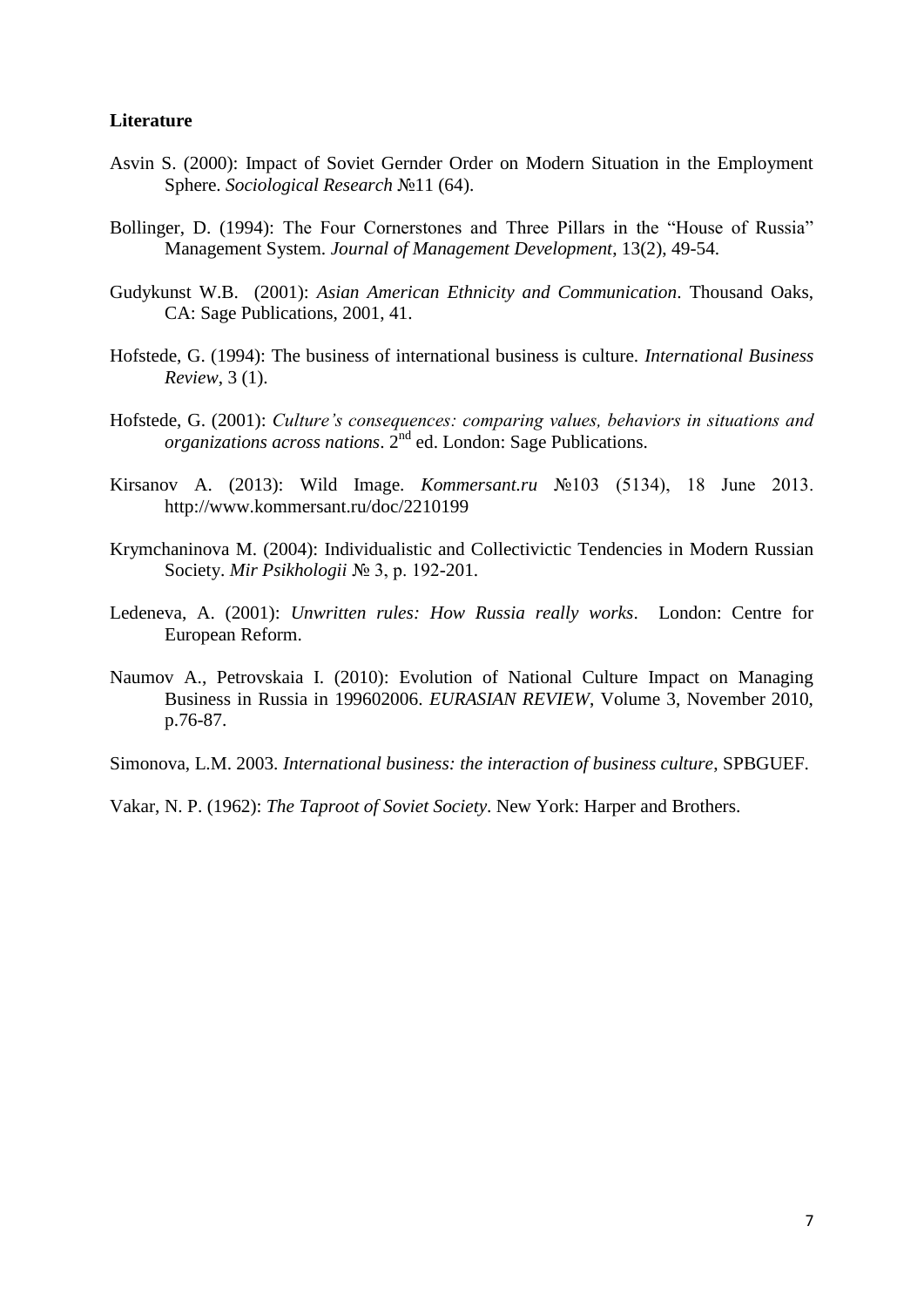**Literature**

Asvin S. (2000): Impact of Soviet Gernder Order on Modern Situation in the Employment Sphere. *Sociological Research* №11 (64).

Bollinger, D. (1994): The Four Cornerstones and Three Pillars in the "House of Russia" Management System. *Journal of Management Development*, 13(2), 49-54.

Gudykunst W.B. (2001): *Asian American Ethnicity and Communication*. Thousand Oaks, CA: Sage Publications, 2001, 41.

Hofstede, G. (1994): The business of international business is culture. *International Business Review*, 3 (1).

Hofstede, G. (2001): *Culture's consequences: comparing values, behaviors in situations and organizations across nations*. 2nd ed. London: Sage Publications.

Kirsanov A. (2013): Wild Image. *Kommersant.ru* №103 (5134), 18 June 2013. http://www.kommersant.ru/doc/2210199

Krymchaninova M. (2004): Individualistic and Collectivictic Tendencies in Modern Russian Society. *Mir Psikhologii* № 3, p. 192-201.

Ledeneva, A. (2001): *Unwritten rules: How Russia really works*. London: Centre for European Reform.

Naumov A., Petrovskaia I. (2010): Evolution of National Culture Impact on Managing Business in Russia in 199602006. *EURASIAN REVIEW*, Volume 3, November 2010, p.76-87.

Simonova, L.M. 2003. *International business: the interaction of business culture*, SPBGUEF.

Vakar, N. P. (1962): *The Taproot of Soviet Society*. New York: Harper and Brothers.